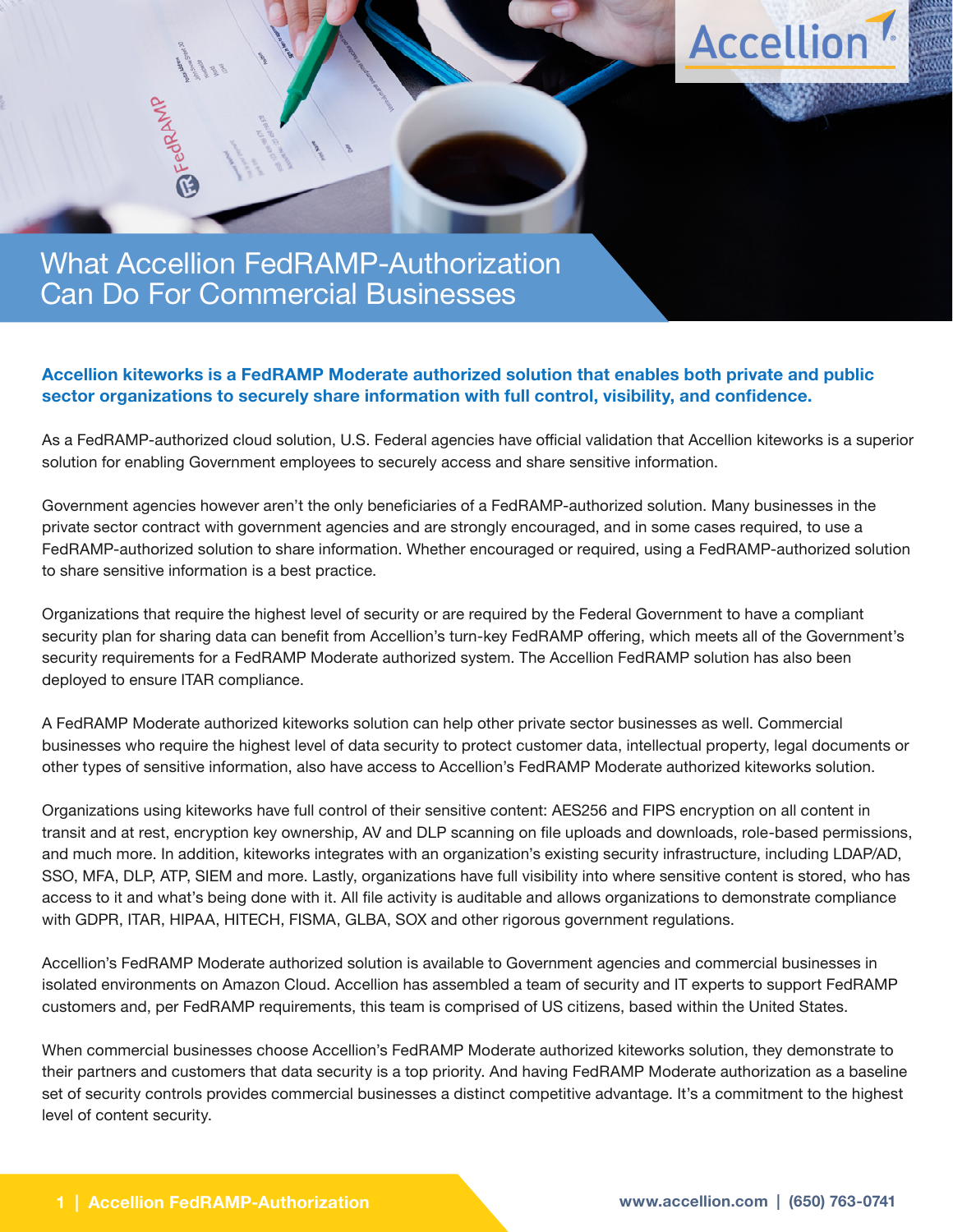# What Accellion FedRAMP-Authorization Can Do For Commercial Businesses

**Accellion kiteworks is a FedRAMP Moderate authorized solution that enables both private and public sector organizations to securely share information with full control, visibility, and confidence.**

As a FedRAMP-authorized cloud solution, U.S. Federal agencies have official validation that Accellion kiteworks is a superior solution for enabling Government employees to securely access and share sensitive information.

Government agencies however aren't the only beneficiaries of a FedRAMP-authorized solution. Many businesses in the private sector contract with government agencies and are strongly encouraged, and in some cases required, to use a FedRAMP-authorized solution to share information. Whether encouraged or required, using a FedRAMP-authorized solution to share sensitive information is a best practice.

Organizations that require the highest level of security or are required by the Federal Government to have a compliant security plan for sharing data can benefit from Accellion's turn-key FedRAMP offering, which meets all of the Government's security requirements for a FedRAMP Moderate authorized system. The Accellion FedRAMP solution has also been deployed to ensure ITAR compliance.

A FedRAMP Moderate authorized kiteworks solution can help other private sector businesses as well. Commercial businesses who require the highest level of data security to protect customer data, intellectual property, legal documents or other types of sensitive information, also have access to Accellion's FedRAMP Moderate authorized kiteworks solution.

Organizations using kiteworks have full control of their sensitive content: AES256 and FIPS encryption on all content in transit and at rest, encryption key ownership, AV and DLP scanning on file uploads and downloads, role-based permissions, and much more. In addition, kiteworks integrates with an organization's existing security infrastructure, including LDAP/AD, SSO, MFA, DLP, ATP, SIEM and more. Lastly, organizations have full visibility into where sensitive content is stored, who has access to it and what's being done with it. All file activity is auditable and allows organizations to demonstrate compliance with GDPR, ITAR, HIPAA, HITECH, FISMA, GLBA, SOX and other rigorous government regulations.

Accellion's FedRAMP Moderate authorized solution is available to Government agencies and commercial businesses in isolated environments on Amazon Cloud. Accellion has assembled a team of security and IT experts to support FedRAMP customers and, per FedRAMP requirements, this team is comprised of US citizens, based within the United States.

When commercial businesses choose Accellion's FedRAMP Moderate authorized kiteworks solution, they demonstrate to their partners and customers that data security is a top priority. And having FedRAMP Moderate authorization as a baseline set of security controls provides commercial businesses a distinct competitive advantage. It's a commitment to the highest level of content security.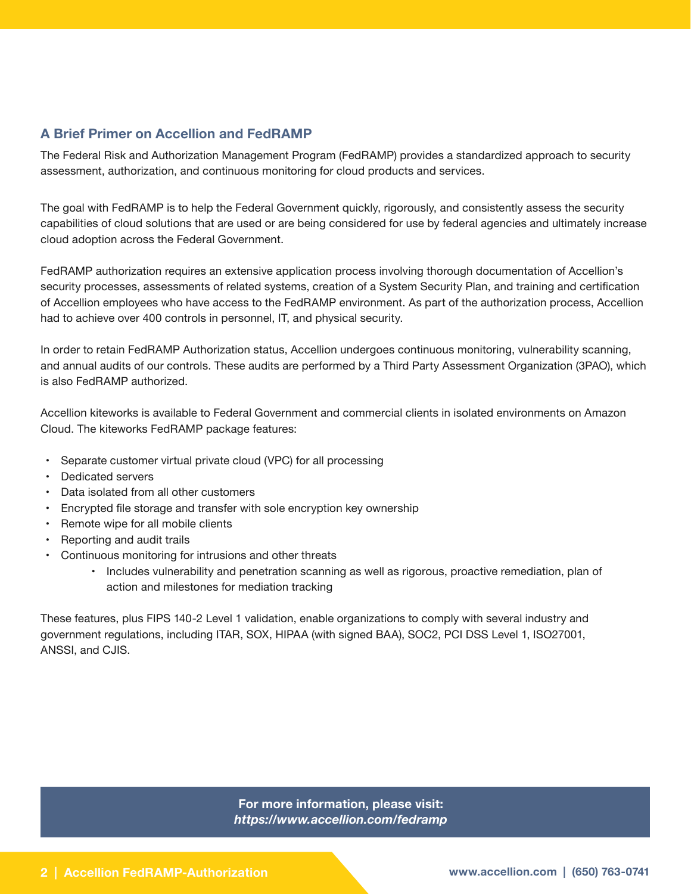## A Brief Primer on Accellion and FedRAMP

The Federal Risk and Authorization Management Program (FedRAMP) provides a standardized approach to security assessment, authorization, and continuous monitoring for cloud products and services.

The goal with FedRAMP is to help the Federal Government quickly, rigorously, and consistently assess the security capabilities of cloud solutions that are used or are being considered for use by federal agencies and ultimately increase cloud adoption across the Federal Government.

FedRAMP authorization requires an extensive application process involving thorough documentation of Accellion's security processes, assessments of related systems, creation of a System Security Plan, and training and certification of Accellion employees who have access to the FedRAMP environment. As part of the authorization process, Accellion had to achieve over 400 controls in personnel, IT, and physical security.

In order to retain FedRAMP Authorization status, Accellion undergoes continuous monitoring, vulnerability scanning, and annual audits of our controls. These audits are performed by a Third Party Assessment Organization (3PAO), which is also FedRAMP authorized.

Accellion kiteworks is available to Federal Government and commercial clients in isolated environments on Amazon Cloud. The kiteworks FedRAMP package features:

- Separate customer virtual private cloud (VPC) for all processing
- Dedicated servers
- Data isolated from all other customers
- Encrypted file storage and transfer with sole encryption key ownership
- Remote wipe for all mobile clients
- Reporting and audit trails
- Continuous monitoring for intrusions and other threats
    - Includes vulnerability and penetration scanning as well as rigorous, proactive remediation, plan of action and milestones for mediation tracking

These features, plus FIPS 140-2 Level 1 validation, enable organizations to comply with several industry and government regulations, including ITAR, SOX, HIPAA (with signed BAA), SOC2, PCI DSS Level 1, ISO27001, ANSSI, and CJIS.

**For more information, please visit:**
***https://www.accellion.com/fedramp***